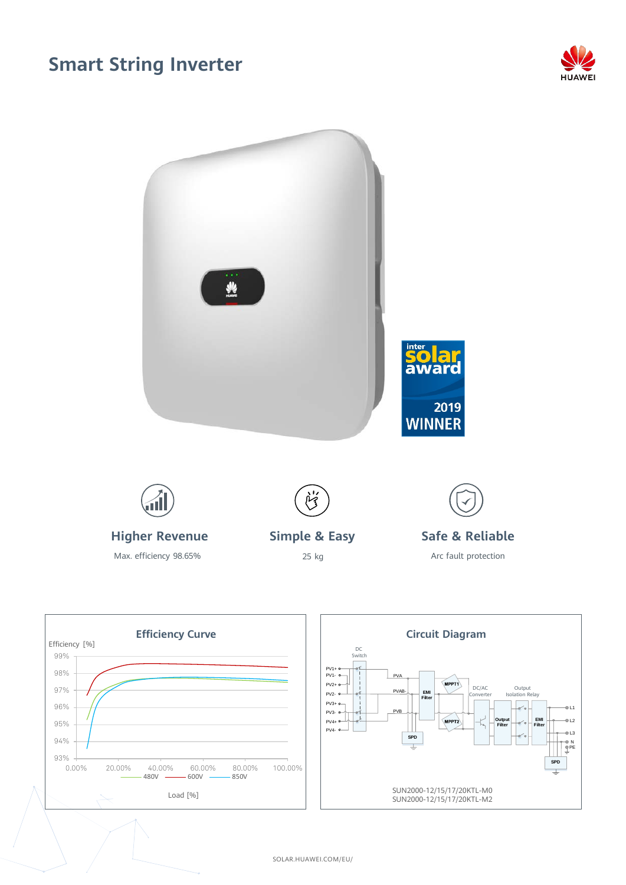# Smart String Inverter

inter solar award 2019 WINNER

### Higher Revenue

Max. efficiency 98.65%

### Simple & Easy

25 kg

### Safe & Reliable

Arc fault protection

## Efficiency Curve

Efficiency [%]

99%
98%
97%
96%
95%
94%
93%

0.00% 20.00% 40.00% 60.00% 80.00% 100.00%

480V 600V 850V

Load [%]

## Circuit Diagram

DC Switch

PV1+ PV1- PV2+ PV2- PV3+ PV3- PV4+ PV4-

PVA PVAB- PVB

EMI Filter

MPPT1 MPPT2

SPD

DC/AC Converter

Output Filter

Output Isolation Relay

EMI Filter

L1 L2 L3 N PE

SPD

SUN2000-12/15/17/20KTL-M0
SUN2000-12/15/17/20KTL-M2

SOLAR.HUAWEI.COM/EU/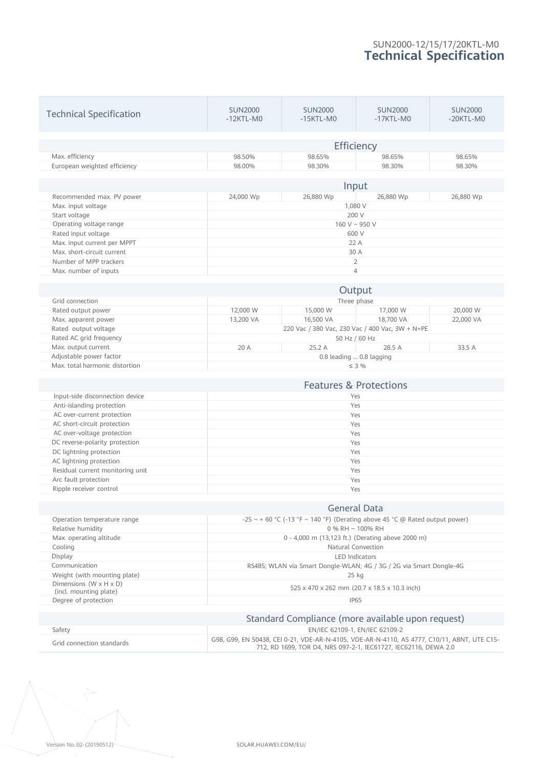# SUN2000-12/15/17/20KTL-M0
## Technical Specification

| Technical Specification | SUN2000 -12KTL-M0 | SUN2000 -15KTL-M0 | SUN2000 -17KTL-M0 | SUN2000 -20KTL-M0 |
|---|---|---|---|---|
| **Efficiency** | | | | |
| Max. efficiency | 98.50% | 98.65% | 98.65% | 98.65% |
| European weighted efficiency | 98.00% | 98.30% | 98.30% | 98.30% |
| **Input** | | | | |
| Recommended max. PV power | 24,000 Wp | 26,880 Wp | 26,880 Wp | 26,880 Wp |
| Max. input voltage | 1,080 V | | | |
| Start voltage | 200 V | | | |
| Operating voltage range | 160 V ~ 950 V | | | |
| Rated input voltage | 600 V | | | |
| Max. input current per MPPT | 22 A | | | |
| Max. short-circuit current | 30 A | | | |
| Number of MPP trackers | 2 | | | |
| Max. number of inputs | 4 | | | |
| **Output** | | | | |
| Grid connection | Three phase | | | |
| Rated output power | 12,000 W | 15,000 W | 17,000 W | 20,000 W |
| Max. apparent power | 13,200 VA | 16,500 VA | 18,700 VA | 22,000 VA |
| Rated output voltage | 220 Vac / 380 Vac, 230 Vac / 400 Vac, 3W + N+PE | | | |
| Rated AC grid frequency | 50 Hz / 60 Hz | | | |
| Max. output current | 20 A | 25.2 A | 28.5 A | 33.5 A |
| Adjustable power factor | 0.8 leading ... 0.8 lagging | | | |
| Max. total harmonic distortion | ≤ 3 % | | | |
| **Features & Protections** | | | | |
| Input-side disconnection device | Yes | | | |
| Anti-islanding protection | Yes | | | |
| AC over-current protection | Yes | | | |
| AC short-circuit protection | Yes | | | |
| AC over-voltage protection | Yes | | | |
| DC reverse-polarity protection | Yes | | | |
| DC lightning protection | Yes | | | |
| AC lightning protection | Yes | | | |
| Residual current monitoring unit | Yes | | | |
| Arc fault protection | Yes | | | |
| Ripple receiver control | Yes | | | |
| **General Data** | | | | |
| Operation temperature range | -25 ~ + 60 °C (-13 °F ~ 140 °F) (Derating above 45 °C @ Rated output power) | | | |
| Relative humidity | 0 % RH ~ 100% RH | | | |
| Max. operating altitude | 0 - 4,000 m (13,123 ft.) (Derating above 2000 m) | | | |
| Cooling | Natural Convection | | | |
| Display | LED Indicators | | | |
| Communication | RS485; WLAN via Smart Dongle-WLAN; 4G / 3G / 2G via Smart Dongle-4G | | | |
| Weight (with mounting plate) | 25 kg | | | |
| Dimensions (W x H x D) (incl. mounting plate) | 525 x 470 x 262 mm (20.7 x 18.5 x 10.3 inch) | | | |
| Degree of protection | IP65 | | | |
| **Standard Compliance (more available upon request)** | | | | |
| Safety | EN/IEC 62109-1, EN/IEC 62109-2 | | | |
| Grid connection standards | G98, G99, EN 50438, CEI 0-21, VDE-AR-N-4105, VDE-AR-N-4110, AS 4777, C10/11, ABNT, UTE C15-712, RD 1699, TOR D4, NRS 097-2-1, IEC61727, IEC62116, DEWA 2.0 | | | |

Version No.:02-(20190512)

SOLAR.HUAWEI.COM/EU/